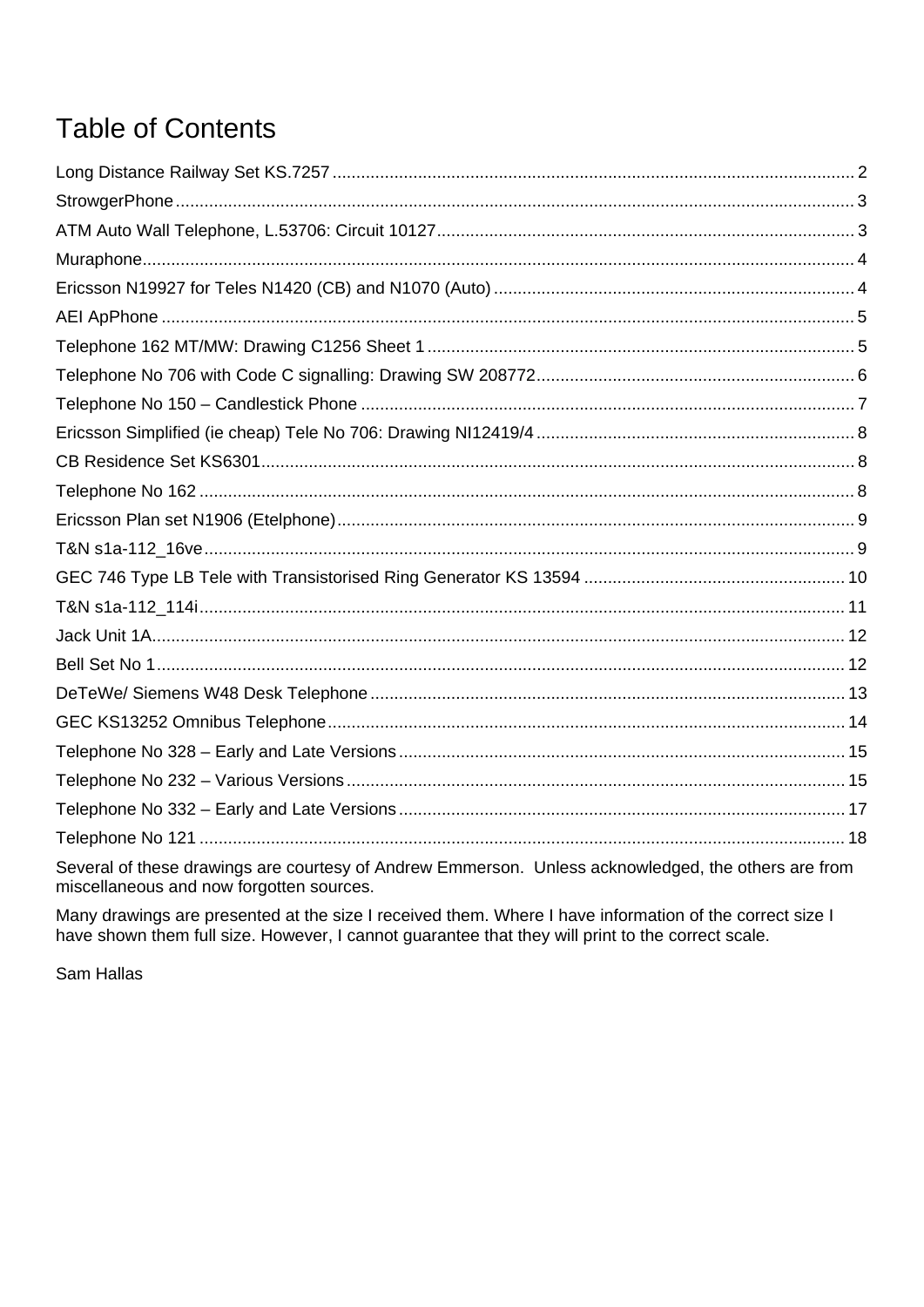# Table of Contents

Long Distance Railway Set KS.7257 ... 2
StrowgerPhone ... 3
ATM Auto Wall Telephone, L.53706: Circuit 10127 ... 3
Muraphone ... 4
Ericsson N19927 for Teles N1420 (CB) and N1070 (Auto) ... 4
AEI ApPhone ... 5
Telephone 162 MT/MW: Drawing C1256 Sheet 1 ... 5
Telephone No 706 with Code C signalling: Drawing SW 208772 ... 6
Telephone No 150 – Candlestick Phone ... 7
Ericsson Simplified (ie cheap) Tele No 706: Drawing NI12419/4 ... 8
CB Residence Set KS6301 ... 8
Telephone No 162 ... 8
Ericsson Plan set N1906 (Etelphone) ... 9
T&N s1a-112_16ve ... 9
GEC 746 Type LB Tele with Transistorised Ring Generator KS 13594 ... 10
T&N s1a-112_114i ... 11
Jack Unit 1A ... 12
Bell Set No 1 ... 12
DeTeWe/ Siemens W48 Desk Telephone ... 13
GEC KS13252 Omnibus Telephone ... 14
Telephone No 328 – Early and Late Versions ... 15
Telephone No 232 – Various Versions ... 15
Telephone No 332 – Early and Late Versions ... 17
Telephone No 121 ... 18

Several of these drawings are courtesy of Andrew Emmerson. Unless acknowledged, the others are from miscellaneous and now forgotten sources.

Many drawings are presented at the size I received them. Where I have information of the correct size I have shown them full size. However, I cannot guarantee that they will print to the correct scale.

Sam Hallas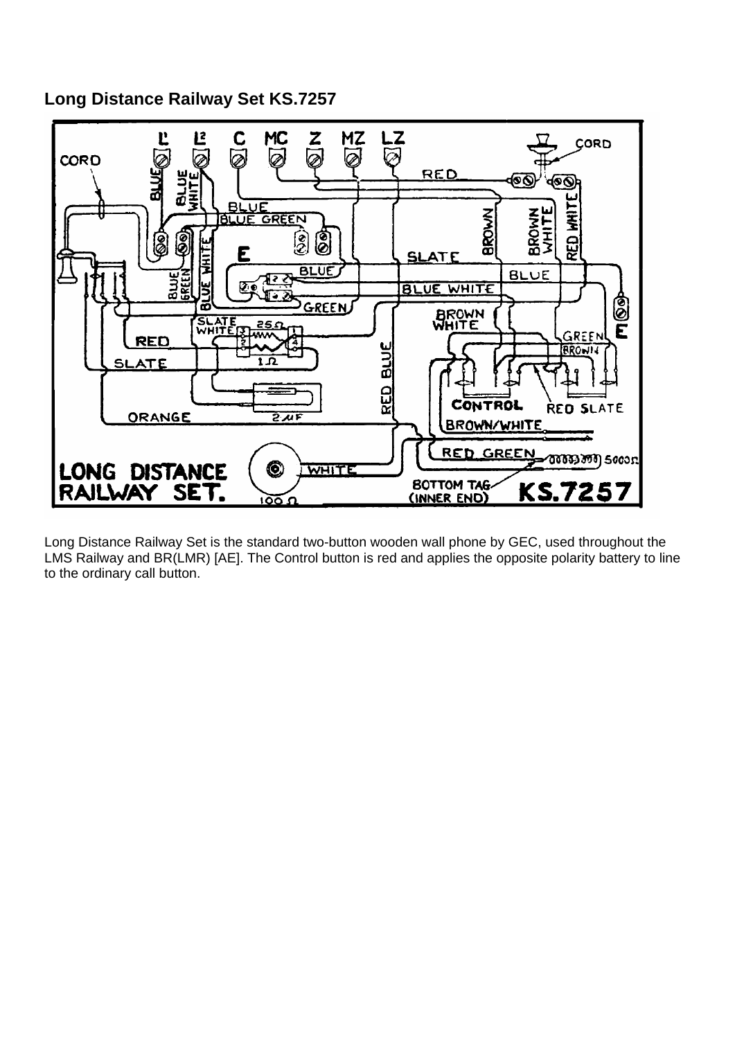## Long Distance Railway Set KS.7257

Long Distance Railway Set is the standard two-button wooden wall phone by GEC, used throughout the LMS Railway and BR(LMR) [AE]. The Control button is red and applies the opposite polarity battery to line to the ordinary call button.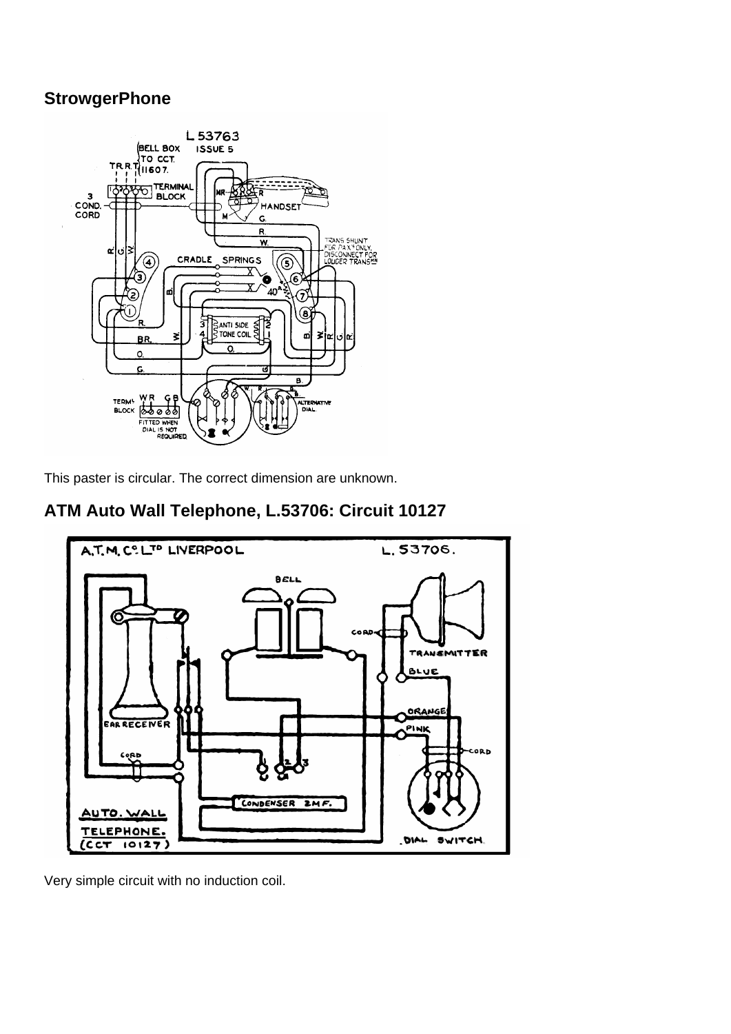## StrowgerPhone

This paster is circular. The correct dimension are unknown.

## ATM Auto Wall Telephone, L.53706: Circuit 10127

Very simple circuit with no induction coil.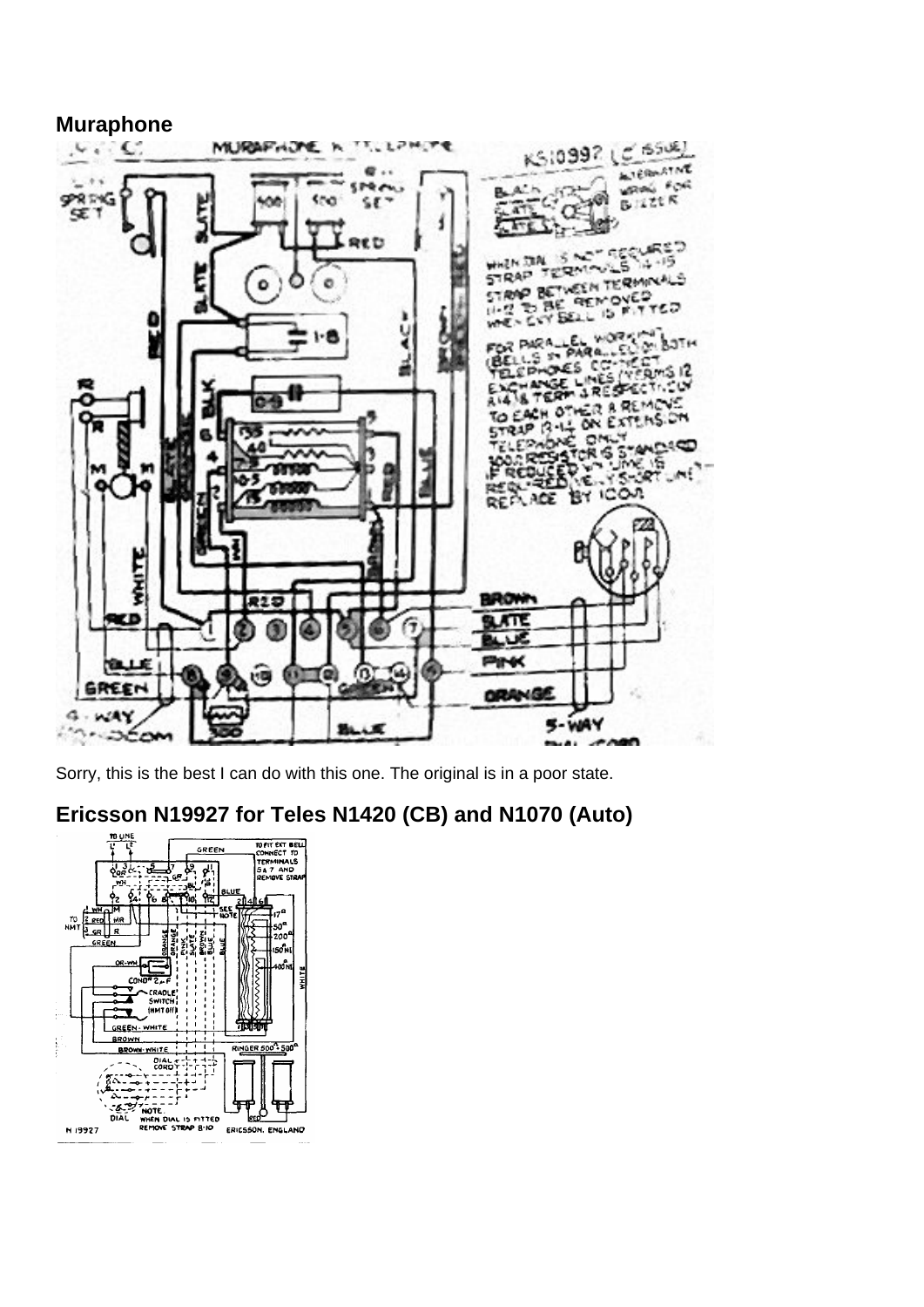## Muraphone

Sorry, this is the best I can do with this one. The original is in a poor state.

## Ericsson N19927 for Teles N1420 (CB) and N1070 (Auto)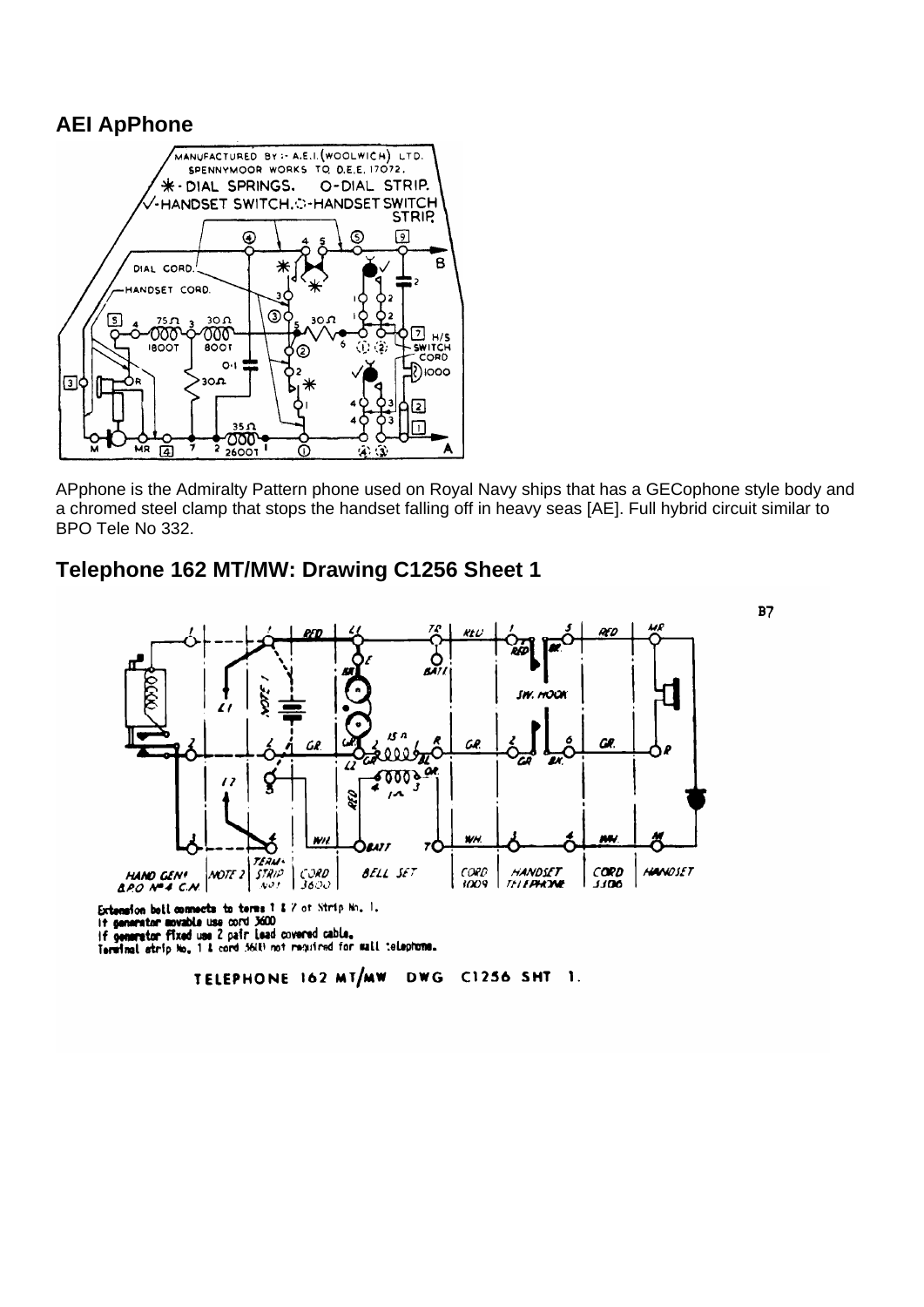## AEI ApPhone

APphone is the Admiralty Pattern phone used on Royal Navy ships that has a GECophone style body and a chromed steel clamp that stops the handset falling off in heavy seas [AE]. Full hybrid circuit similar to BPO Tele No 332.

## Telephone 162 MT/MW: Drawing C1256 Sheet 1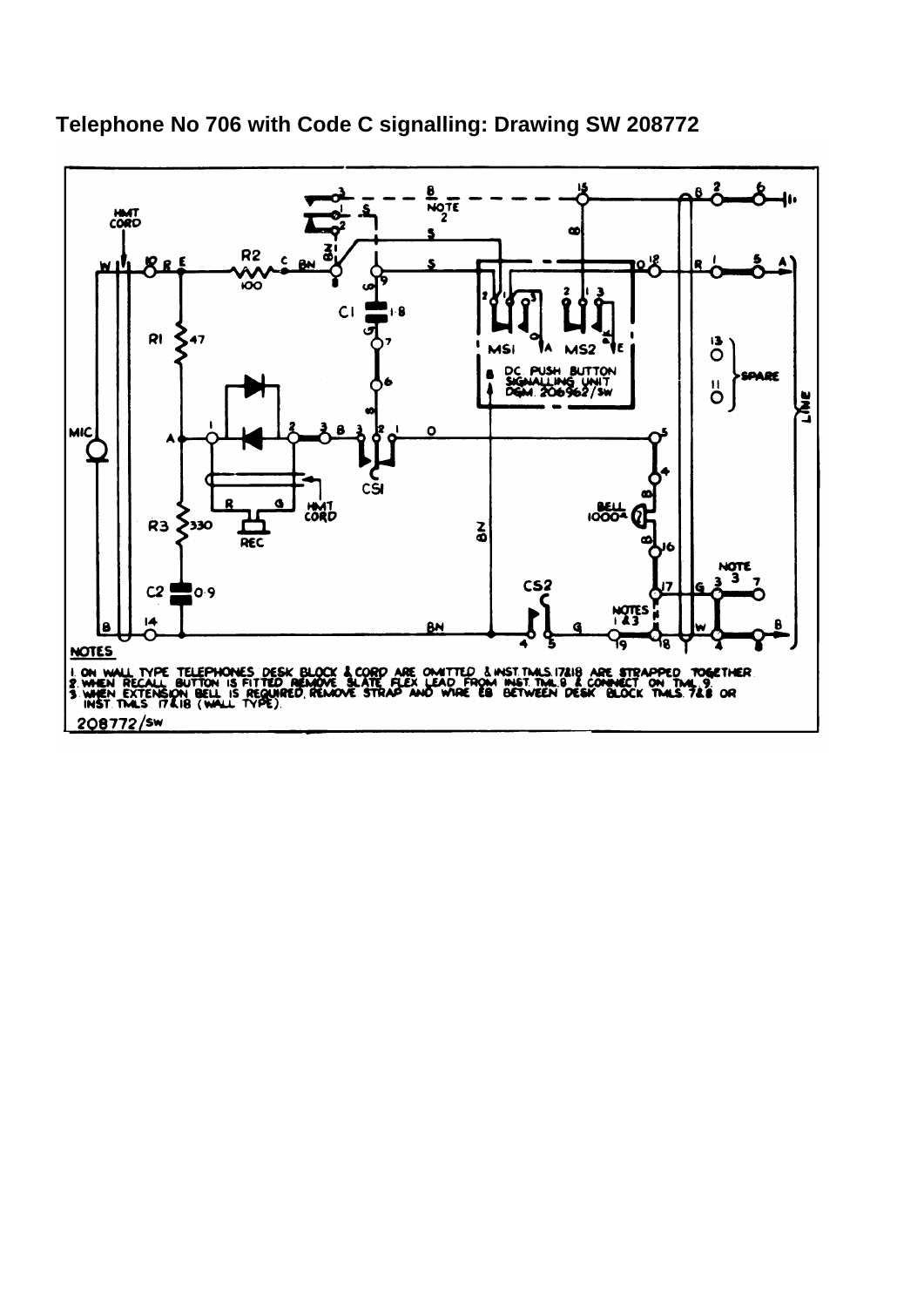# Telephone No 706 with Code C signalling: Drawing SW 208772

**NOTES**

1. ON WALL TYPE TELEPHONES DESK BLOCK & CORD ARE OMITTED & INST. TMLS. 17&18 ARE STRAPPED TOGETHER
2. WHEN RECALL BUTTON IS FITTED REMOVE SLATE FLEX LEAD FROM INST. TML. 9 & CONNECT ON TML. 9.
3. WHEN EXTENSION BELL IS REQUIRED, REMOVE STRAP AND WIRE EB BETWEEN DESK BLOCK TMLS. 7&8 OR INST. TMLS 17&18 (WALL TYPE).

208772/SW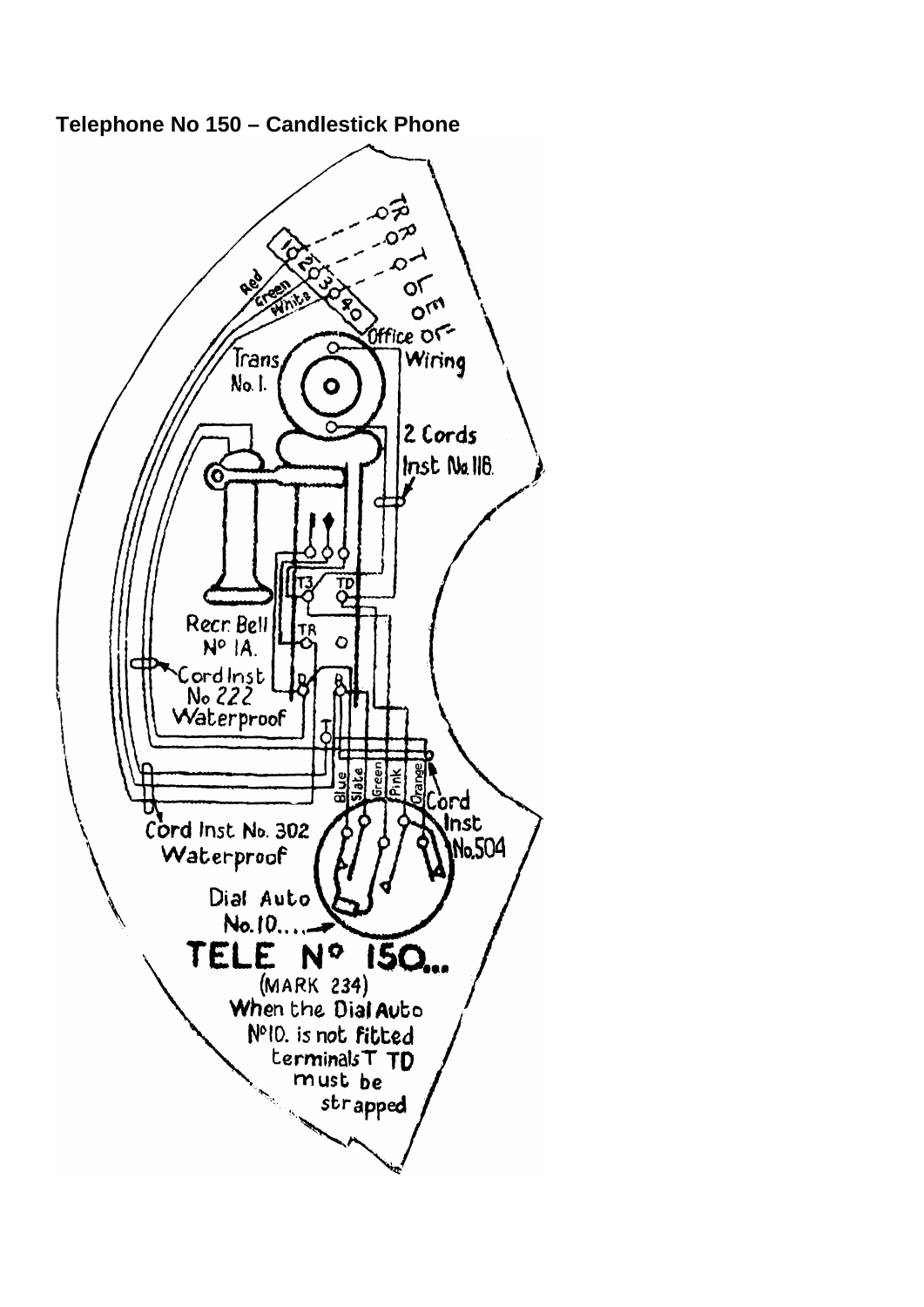**Telephone No 150 – Candlestick Phone**

TR
R
T
L
M
Office or Wiring

1 2 3 4

Red
Green
White

Trans No. 1.

2 Cords Inst No. 116.

T3
TD
TR
R
R
T

Recr. Bell No 1A.

Cord Inst No 222 Waterproof

Blue
Slate
Green
Pink
Orange

Cord Inst No. 504

Cord Inst No. 302 Waterproof

Dial Auto No. 10....

TELE No 150...

(MARK 234)

When the Dial Auto No 10. is not fitted terminals T TD must be strapped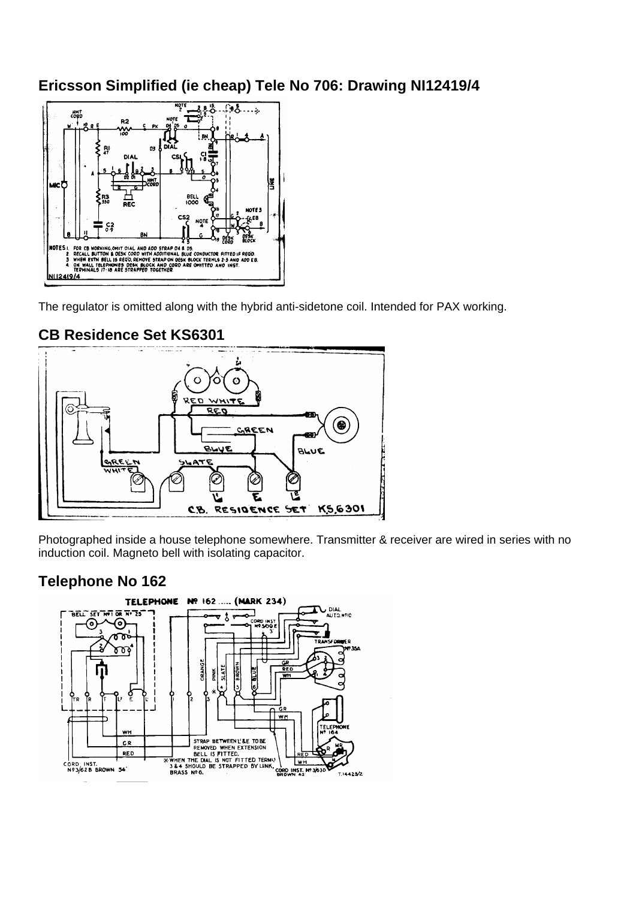## Ericsson Simplified (ie cheap) Tele No 706: Drawing NI12419/4

The regulator is omitted along with the hybrid anti-sidetone coil. Intended for PAX working.

## CB Residence Set KS6301

Photographed inside a house telephone somewhere. Transmitter & receiver are wired in series with no induction coil. Magneto bell with isolating capacitor.

## Telephone No 162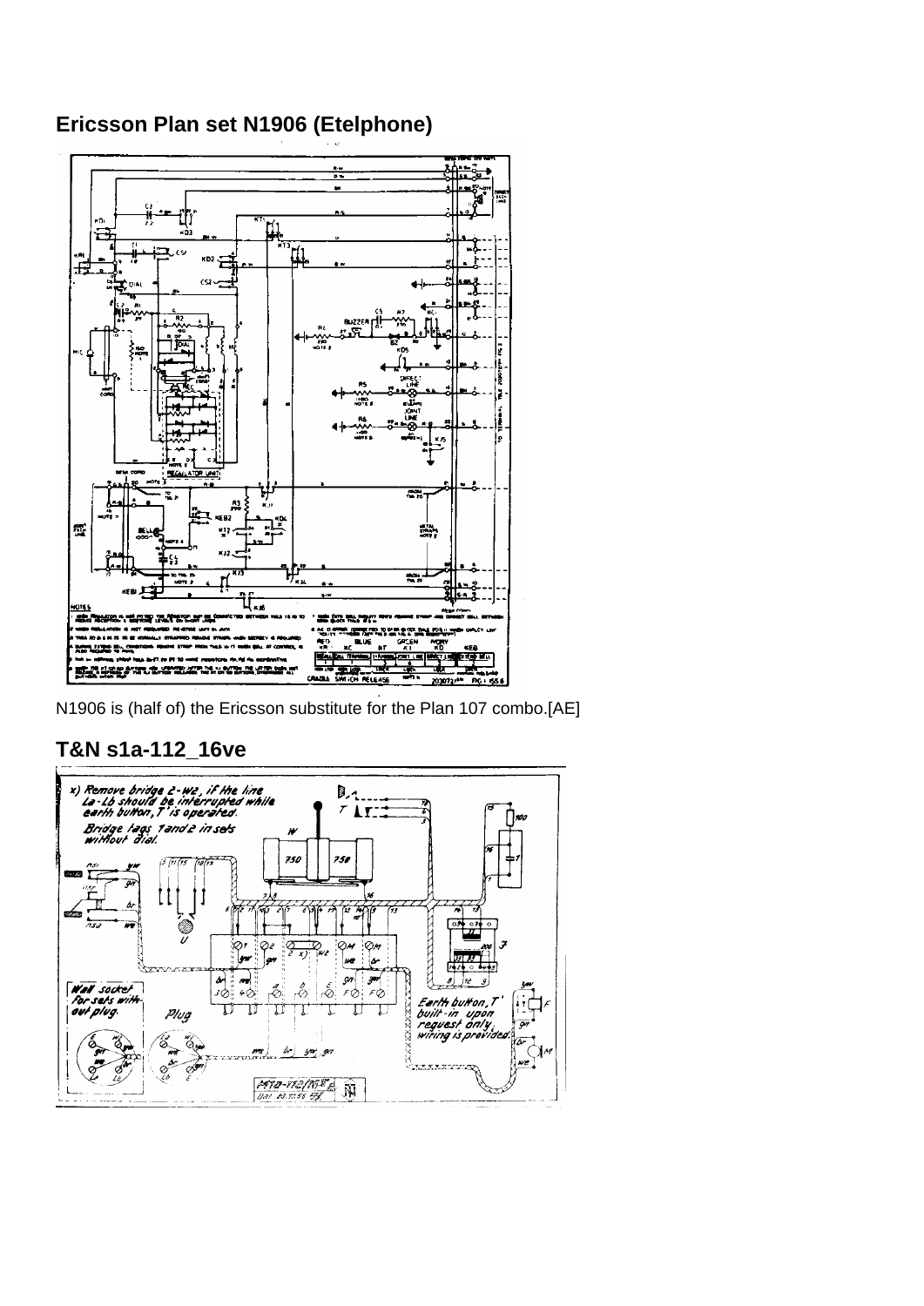## Ericsson Plan set N1906 (Etelphone)

N1906 is (half of) the Ericsson substitute for the Plan 107 combo.[AE]

## T&N s1a-112_16ve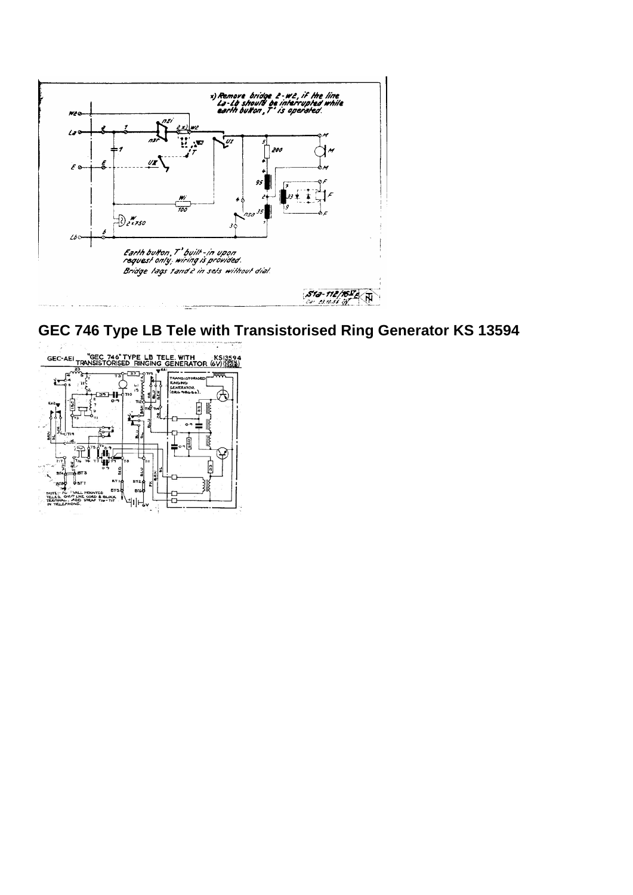x) Remove bridge 2-w2, if the line La-Lb should be interrupted while earth button ,T' is operated.

Earth button, T' built-in upon request only; wiring is provided.

Bridge tags 1 and 2 in sets without dial.

## GEC 746 Type LB Tele with Transistorised Ring Generator KS 13594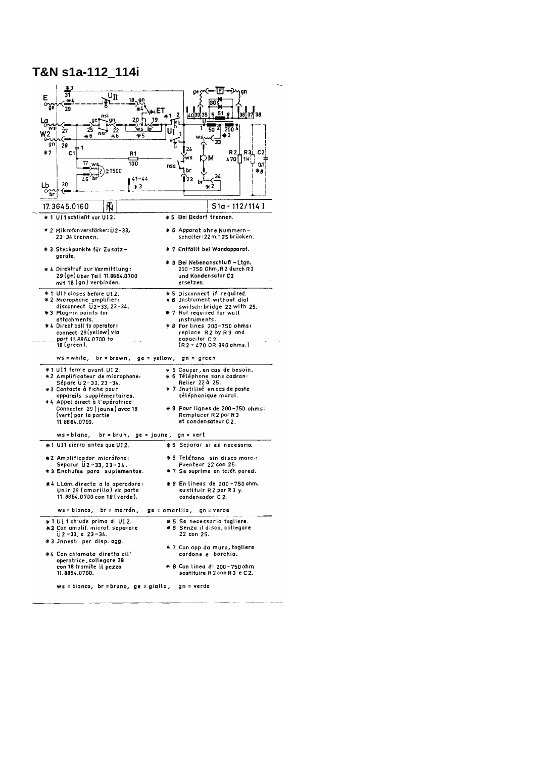# T&N s1a-112_114i

17.3645.0160 | S1a - 112/114 I

* 1 UI1 schließt vor UI2.
* 2 Mikrofonverstärker: Ü2-33, 23-34 trennen.
* 3 Steckpunkte für Zusatzgeräte.
* 4 Direktruf zur Vermittlung: 29 (ge) über Teil 11.8864.0700 mit 18 (gn) verbinden.
* 5 Bei Bedarf trennen.
* 6 Apparat ohne Nummernschalter: 22 mit 25 brücken.
* 7 Entfällt bei Wandapparat.
* 8 Bei Nebenanschluß-Ltgn. 200-750 Ohm, R2 durch R3 und Kondensator C2 ersetzen.

---

* 1 UI1 closes before UI2.
* 2 Microphone amplifier: disconnect Ü2-33, 23-34.
* 3 Plug-in points for attachments.
* 4 Direct call to operator: connect 29 (yellow) via part 11.8864.0700 to 18 (green).
* 5 Disconnect if required.
* 6 Jnstrument without dial switch: bridge 22 with 25.
* 7 Not required for wall instruments.
* 8 For lines 200-750 ohms: replace R2 by R3 and capacitor C2. (R2 = 470 OR 390 ohms.)

ws = white, br = brown, ge = yellow, gn = green

---

* 1 UI1 ferme avant UI 2.
* 2 Amplificateur de microphone: Sépare Ü 2-33, 23-34.
* 3 Contacts à fiche pour appareils supplémentaires.
* 4 Appel direct à l'opératrice: Connecter 29 (jaune) avec 18 (vert) par la partie 11.8864.0700.
* 5 Couper, en cas de besoin.
* 6 Téléphone sans cadran: Relier 22 à 25.
* 7 Jnutilisé en cas de poste téléphonique mural.
* 8 Pour lignes de 200-750 ohms: Remplacer R2 par R3 et condensateur C2.

ws = blanc, br = brun, ge = jaune, gn = vert

---

* 1 UI1 cierra antes que UI2.
* 2 Amplificador micrófono: Separar Ü2-33, 23-34.
* 3 Enchufes para suplementos.
* 4 LLam. directa a la operadora: Unir 29 (amarillo) via parte 11.8864.0700 con 18 (verde).
* 5 Separar si es necesario.
* 6 Teléfono sin disco marc.: Puentear 22 con 25.
* 7 Se suprime en teléf. pared.
* 8 En lineas de 200-750 ohm. sustituir R2 por R3 y. condensador C2.

ws = blanco, br = marrón, ge = amarillo, gn = verde

---

* 1 UI 1 chiude prima di UI 2.
* 2 Con amplif. microf. separare Ü 2-33, e 23-34.
* 3 Innesti per disp. agg.
* 4 Con chiamata diretta all' operatrice, collegare 29 con 18 tramite il pezzo 11.8864.0700.
* 5 Se necessario togliere.
* 6 Senza il disco, collegare 22 con 25.
* 7 Con app. da muro, togliere cordone e borchia.
* 8 Con linea di 200-750 ohm sostituire R2 con R3 e C2.

ws = bianco, br = bruno, ge = giallo, gn = verde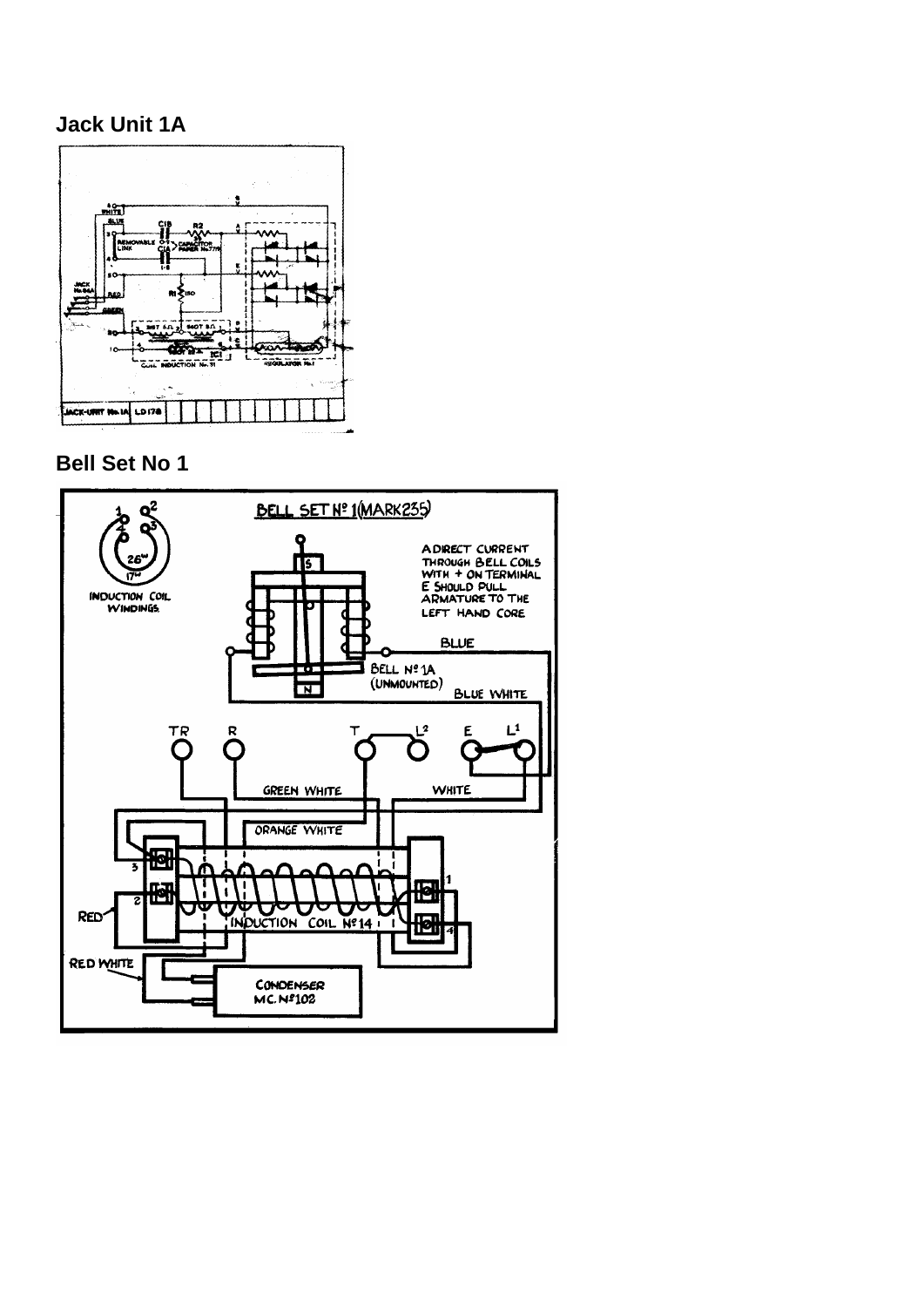## Jack Unit 1A

## Bell Set No 1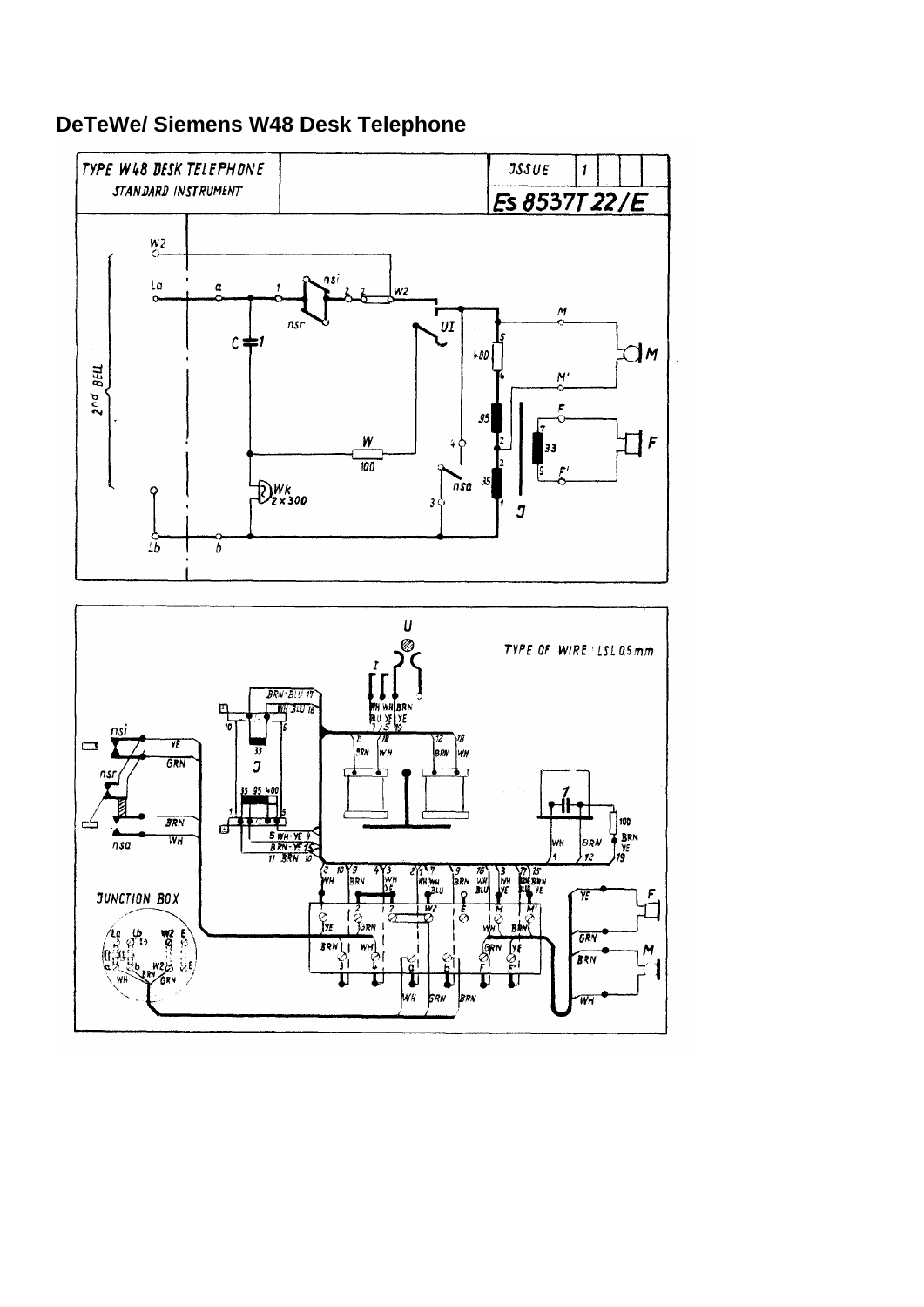# DeTeWe/ Siemens W48 Desk Telephone

| TYPE W48 DESK TELEPHONE | | ISSUE | 1 |
|---|---|---|---|
| STANDARD INSTRUMENT | | Es 8537T 22/E | |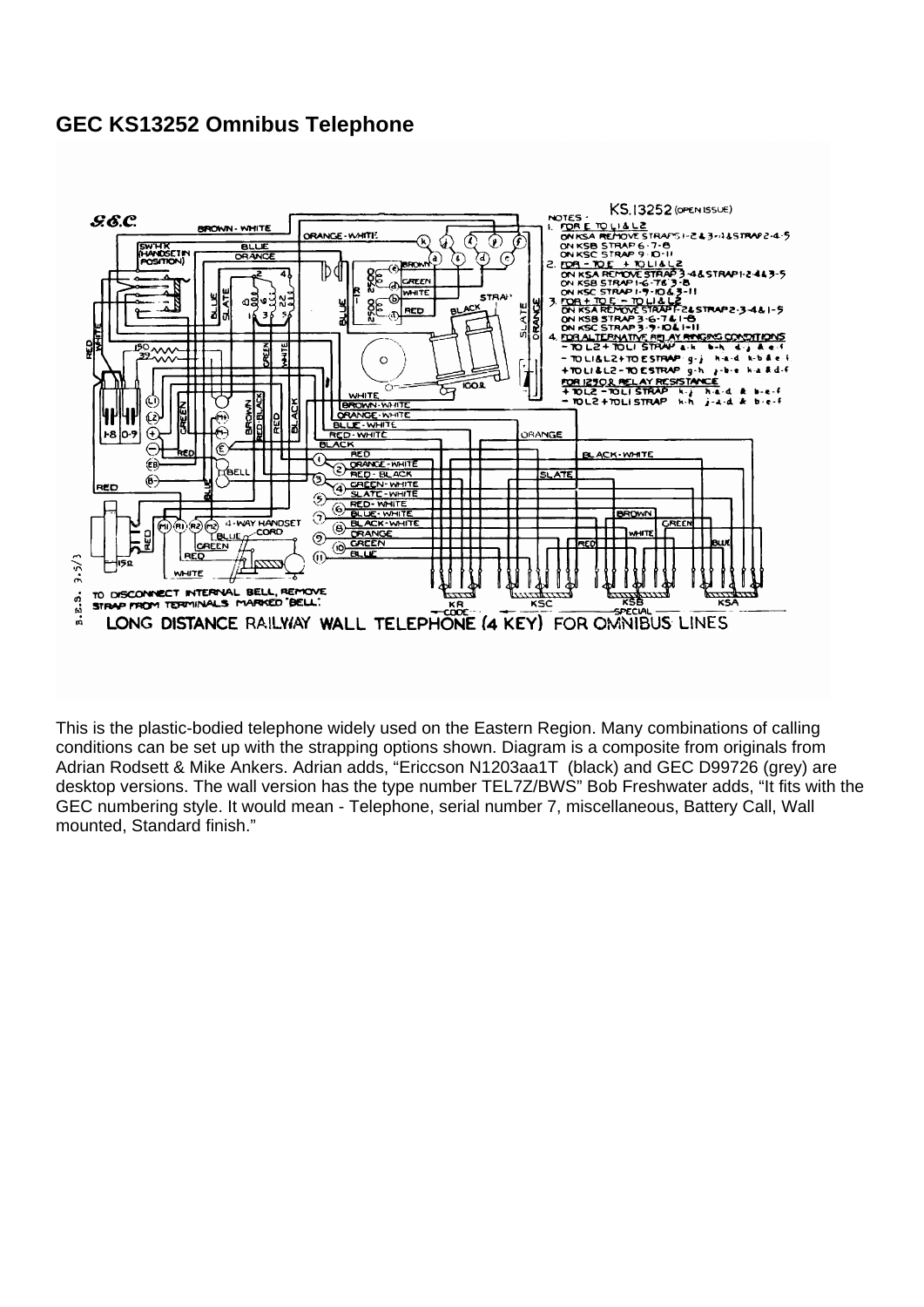## GEC KS13252 Omnibus Telephone

This is the plastic-bodied telephone widely used on the Eastern Region. Many combinations of calling conditions can be set up with the strapping options shown. Diagram is a composite from originals from Adrian Rodsett & Mike Ankers. Adrian adds, “Ericcson N1203aa1T (black) and GEC D99726 (grey) are desktop versions. The wall version has the type number TEL7Z/BWS” Bob Freshwater adds, “It fits with the GEC numbering style. It would mean - Telephone, serial number 7, miscellaneous, Battery Call, Wall mounted, Standard finish.”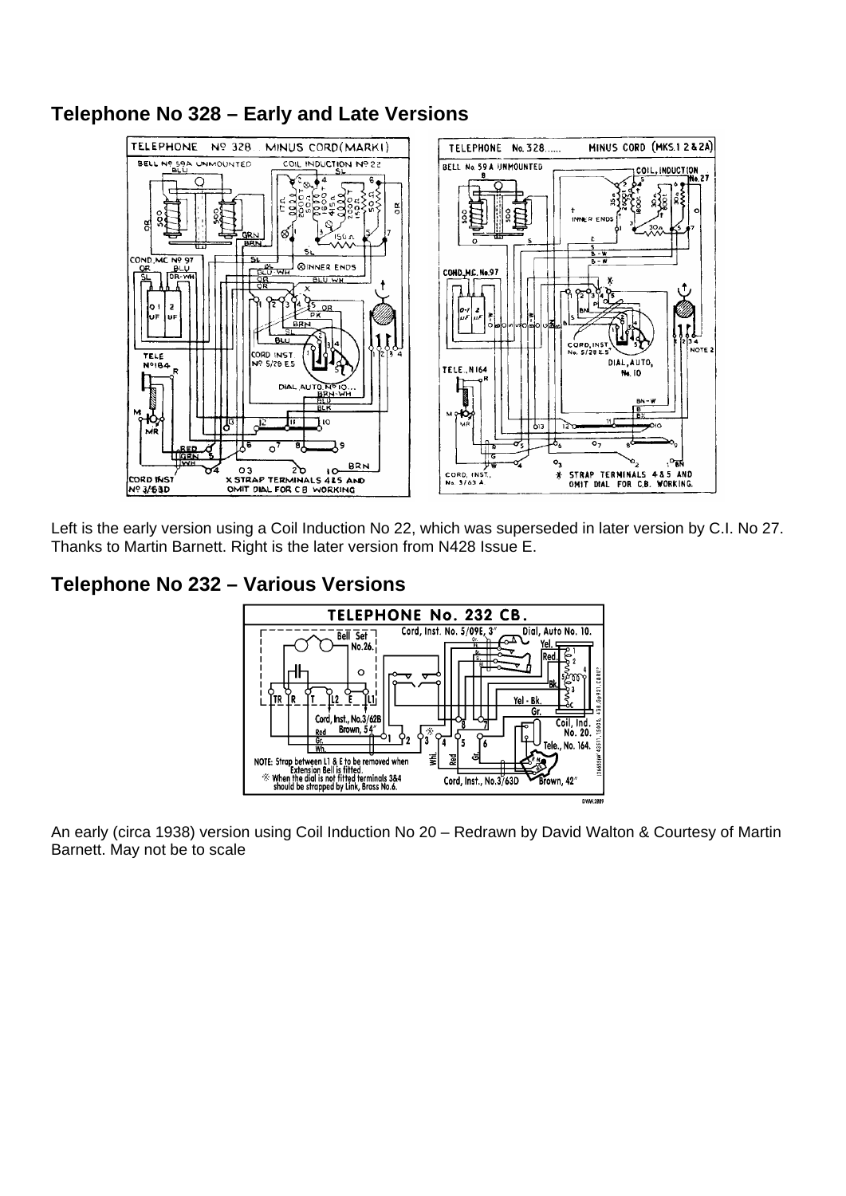## Telephone No 328 – Early and Late Versions

Left is the early version using a Coil Induction No 22, which was superseded in later version by C.I. No 27. Thanks to Martin Barnett. Right is the later version from N428 Issue E.

## Telephone No 232 – Various Versions

An early (circa 1938) version using Coil Induction No 20 – Redrawn by David Walton & Courtesy of Martin Barnett. May not be to scale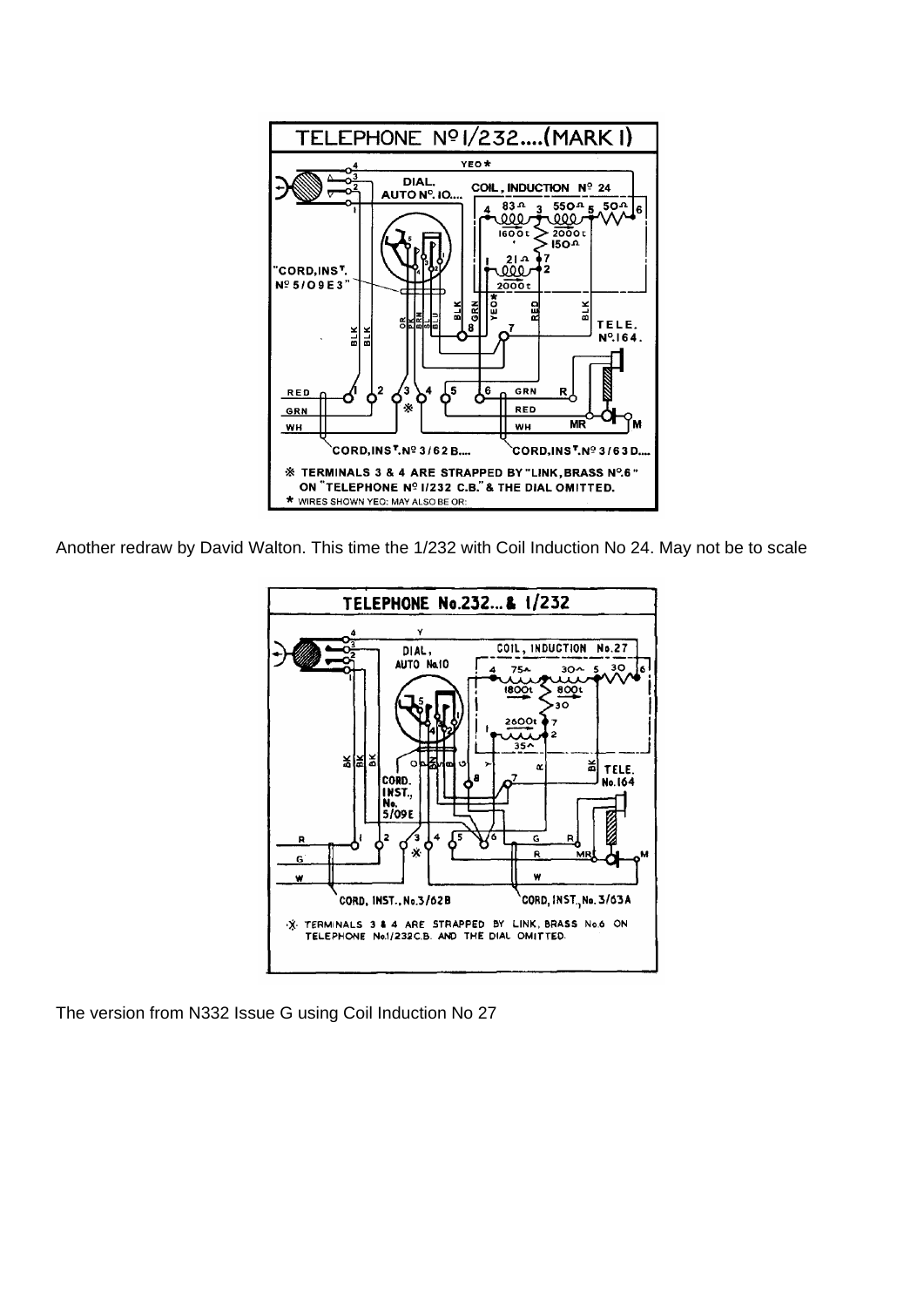Another redraw by David Walton. This time the 1/232 with Coil Induction No 24. May not be to scale

The version from N332 Issue G using Coil Induction No 27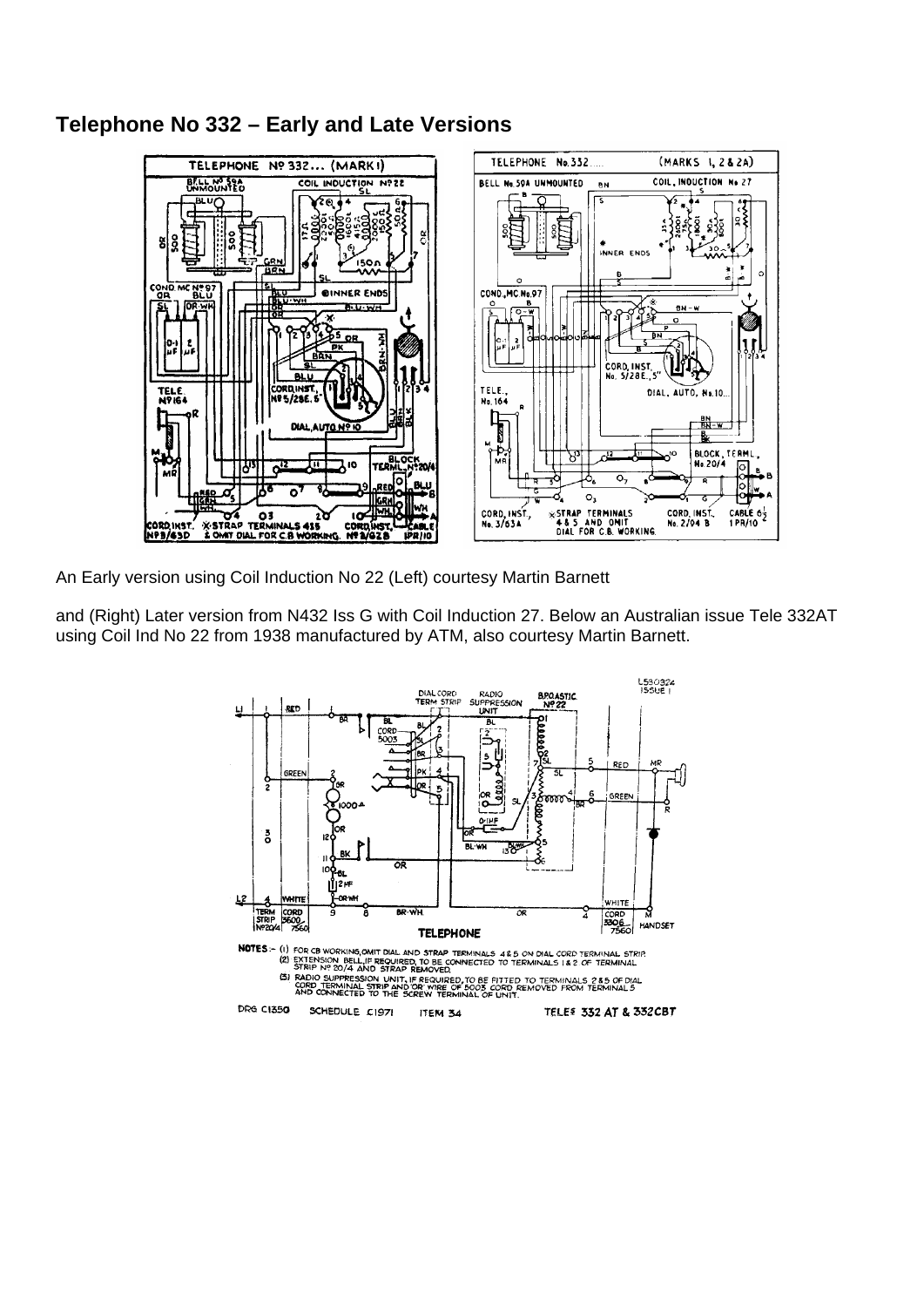## Telephone No 332 – Early and Late Versions

An Early version using Coil Induction No 22 (Left) courtesy Martin Barnett

and (Right) Later version from N432 Iss G with Coil Induction 27. Below an Australian issue Tele 332AT using Coil Ind No 22 from 1938 manufactured by ATM, also courtesy Martin Barnett.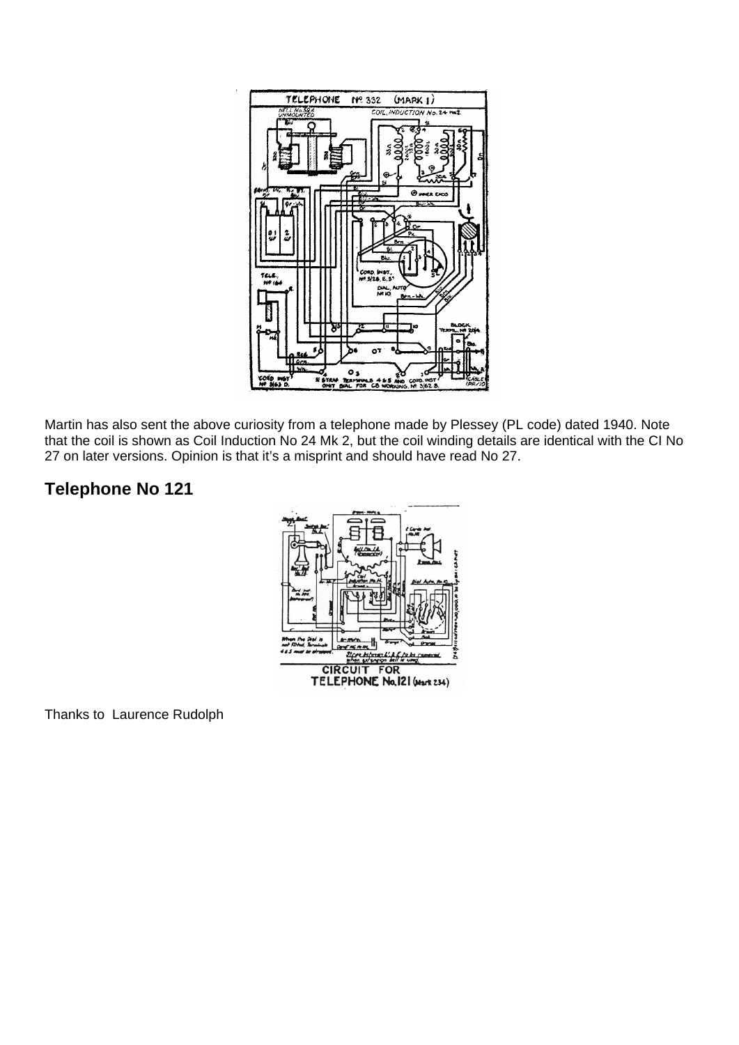Martin has also sent the above curiosity from a telephone made by Plessey (PL code) dated 1940. Note that the coil is shown as Coil Induction No 24 Mk 2, but the coil winding details are identical with the CI No 27 on later versions. Opinion is that it's a misprint and should have read No 27.

## Telephone No 121

Thanks to Laurence Rudolph